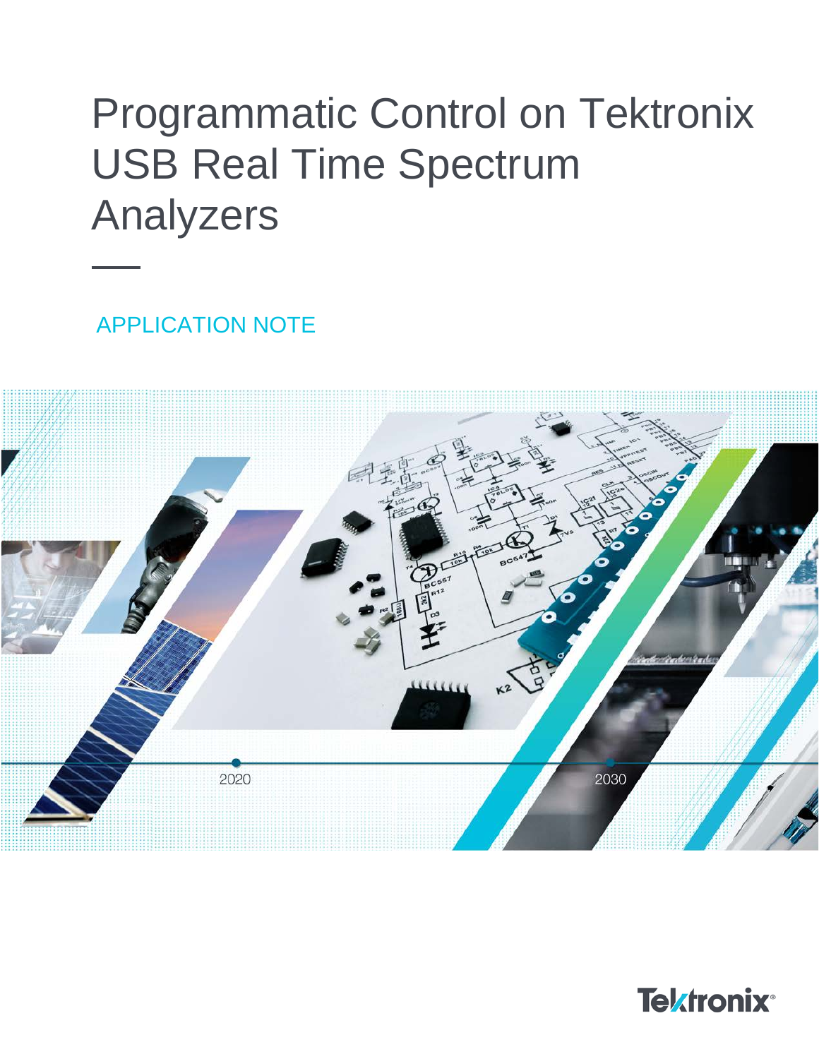# Programmatic Control on Tektronix USB Real Time Spectrum Analyzers

APPLICATION NOTE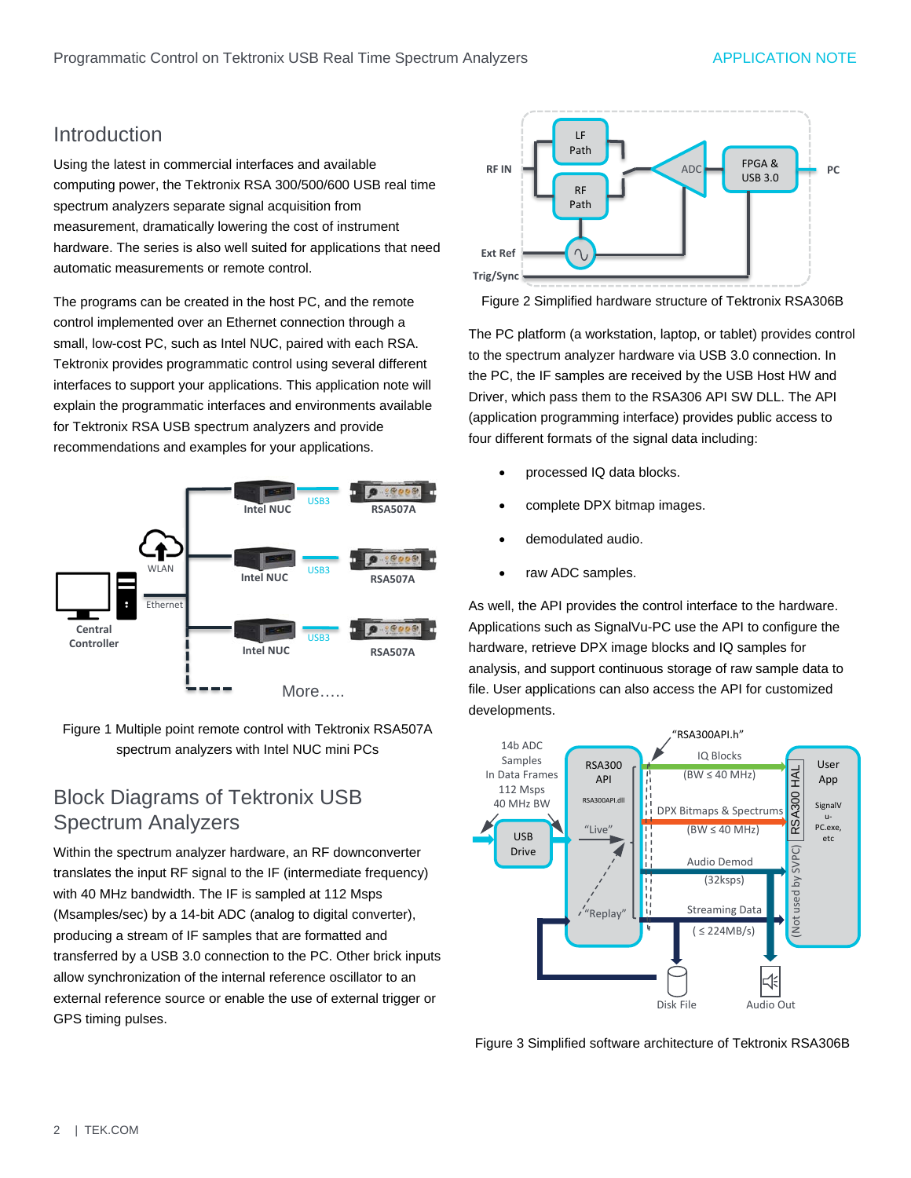## Introduction

Using the latest in commercial interfaces and available computing power, the Tektronix RSA 300/500/600 USB real time spectrum analyzers separate signal acquisition from measurement, dramatically lowering the cost of instrument hardware. The series is also well suited for applications that need automatic measurements or remote control.

The programs can be created in the host PC, and the remote control implemented over an Ethernet connection through a small, low-cost PC, such as Intel NUC, paired with each RSA. Tektronix provides programmatic control using several different interfaces to support your applications. This application note will explain the programmatic interfaces and environments available for Tektronix RSA USB spectrum analyzers and provide recommendations and examples for your applications.

Figure 1 Multiple point remote control with Tektronix RSA507A spectrum analyzers with Intel NUC mini PCs

## Block Diagrams of Tektronix USB Spectrum Analyzers

Within the spectrum analyzer hardware, an RF downconverter translates the input RF signal to the IF (intermediate frequency) with 40 MHz bandwidth. The IF is sampled at 112 Msps (Msamples/sec) by a 14-bit ADC (analog to digital converter), producing a stream of IF samples that are formatted and transferred by a USB 3.0 connection to the PC. Other brick inputs allow synchronization of the internal reference oscillator to an external reference source or enable the use of external trigger or GPS timing pulses.

Figure 2 Simplified hardware structure of Tektronix RSA306B

The PC platform (a workstation, laptop, or tablet) provides control to the spectrum analyzer hardware via USB 3.0 connection. In the PC, the IF samples are received by the USB Host HW and Driver, which pass them to the RSA306 API SW DLL. The API (application programming interface) provides public access to four different formats of the signal data including:

- processed IQ data blocks.
- complete DPX bitmap images.
- demodulated audio.
- raw ADC samples.

As well, the API provides the control interface to the hardware. Applications such as SignalVu-PC use the API to configure the hardware, retrieve DPX image blocks and IQ samples for analysis, and support continuous storage of raw sample data to file. User applications can also access the API for customized developments.

Figure 3 Simplified software architecture of Tektronix RSA306B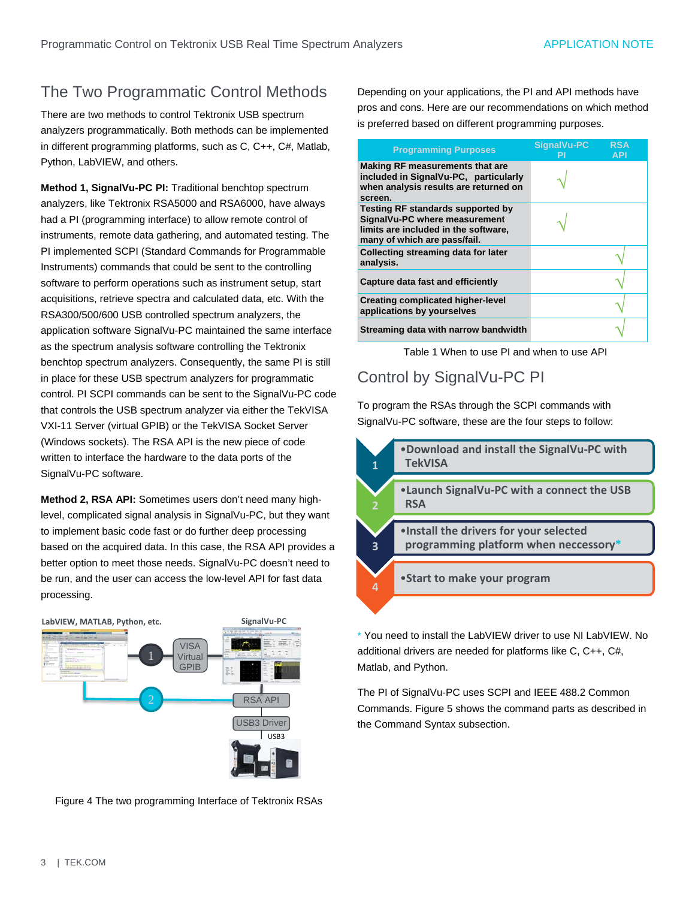## The Two Programmatic Control Methods

There are two methods to control Tektronix USB spectrum analyzers programmatically. Both methods can be implemented in different programming platforms, such as C, C++, C#, Matlab, Python, LabVIEW, and others.

**Method 1, SignalVu-PC PI:** Traditional benchtop spectrum analyzers, like Tektronix RSA5000 and RSA6000, have always had a PI (programming interface) to allow remote control of instruments, remote data gathering, and automated testing. The PI implemented SCPI (Standard Commands for Programmable Instruments) commands that could be sent to the controlling software to perform operations such as instrument setup, start acquisitions, retrieve spectra and calculated data, etc. With the RSA300/500/600 USB controlled spectrum analyzers, the application software SignalVu-PC maintained the same interface as the spectrum analysis software controlling the Tektronix benchtop spectrum analyzers. Consequently, the same PI is still in place for these USB spectrum analyzers for programmatic control. PI SCPI commands can be sent to the SignalVu-PC code that controls the USB spectrum analyzer via either the TekVISA VXI-11 Server (virtual GPIB) or the TekVISA Socket Server (Windows sockets). The RSA API is the new piece of code written to interface the hardware to the data ports of the SignalVu-PC software.

**Method 2, RSA API:** Sometimes users don't need many high-level, complicated signal analysis in SignalVu-PC, but they want to implement basic code fast or do further deep processing based on the acquired data. In this case, the RSA API provides a better option to meet those needs. SignalVu-PC doesn't need to be run, and the user can access the low-level API for fast data processing.

LabVIEW, MATLAB, Python, etc. — 1 — VISA Virtual GPIB — SignalVu-PC

2 — RSA API — USB3 Driver — USB3

Figure 4 The two programming Interface of Tektronix RSAs

Depending on your applications, the PI and API methods have pros and cons. Here are our recommendations on which method is preferred based on different programming purposes.

| Programming Purposes | SignalVu-PC PI | RSA API |
|---|---|---|
| **Making RF measurements that are included in SignalVu-PC, particularly when analysis results are returned on screen.** | √ | |
| **Testing RF standards supported by SignalVu-PC where measurement limits are included in the software, many of which are pass/fail.** | √ | |
| **Collecting streaming data for later analysis.** | | √ |
| **Capture data fast and efficiently** | | √ |
| **Creating complicated higher-level applications by yourselves** | | √ |
| **Streaming data with narrow bandwidth** | | √ |

Table 1 When to use PI and when to use API

## Control by SignalVu-PC PI

To program the RSAs through the SCPI commands with SignalVu-PC software, these are the four steps to follow:

1. Download and install the SignalVu-PC with TekVISA
2. Launch SignalVu-PC with a connect the USB RSA
3. Install the drivers for your selected programming platform when neccessory*
4. Start to make your program

\* You need to install the LabVIEW driver to use NI LabVIEW. No additional drivers are needed for platforms like C, C++, C#, Matlab, and Python.

The PI of SignalVu-PC uses SCPI and IEEE 488.2 Common Commands. Figure 5 shows the command parts as described in the Command Syntax subsection.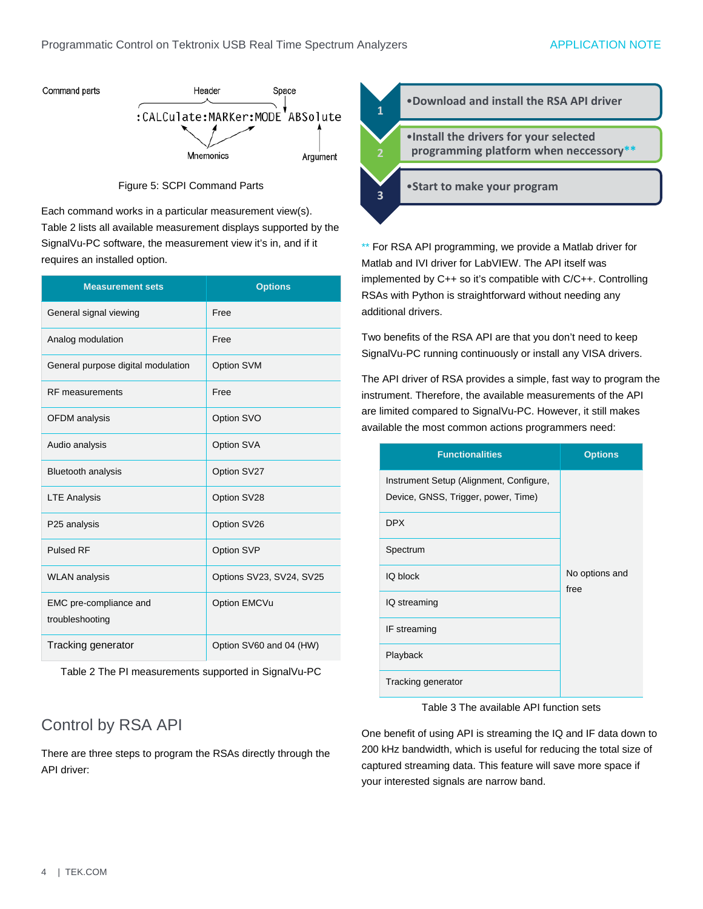Command parts — Header: `:CALCulate:MARKer:MODE`, Space, Argument: `ABSolute`, Mnemonics

```
:CALCulate:MARKer:MODE ABSolute
```

Figure 5: SCPI Command Parts

Each command works in a particular measurement view(s). Table 2 lists all available measurement displays supported by the SignalVu-PC software, the measurement view it's in, and if it requires an installed option.

| Measurement sets | Options |
|---|---|
| General signal viewing | Free |
| Analog modulation | Free |
| General purpose digital modulation | Option SVM |
| RF measurements | Free |
| OFDM analysis | Option SVO |
| Audio analysis | Option SVA |
| Bluetooth analysis | Option SV27 |
| LTE Analysis | Option SV28 |
| P25 analysis | Option SV26 |
| Pulsed RF | Option SVP |
| WLAN analysis | Options SV23, SV24, SV25 |
| EMC pre-compliance and troubleshooting | Option EMCVu |
| Tracking generator | Option SV60 and 04 (HW) |

Table 2 The PI measurements supported in SignalVu-PC

## Control by RSA API

There are three steps to program the RSAs directly through the API driver:

1. •Download and install the RSA API driver
2. •Install the drivers for your selected programming platform when neccessory**
3. •Start to make your program

** For RSA API programming, we provide a Matlab driver for Matlab and IVI driver for LabVIEW. The API itself was implemented by C++ so it's compatible with C/C++. Controlling RSAs with Python is straightforward without needing any additional drivers.

Two benefits of the RSA API are that you don't need to keep SignalVu-PC running continuously or install any VISA drivers.

The API driver of RSA provides a simple, fast way to program the instrument. Therefore, the available measurements of the API are limited compared to SignalVu-PC. However, it still makes available the most common actions programmers need:

| Functionalities | Options |
|---|---|
| Instrument Setup (Alignment, Configure, Device, GNSS, Trigger, power, Time) | No options and free |
| DPX | |
| Spectrum | |
| IQ block | |
| IQ streaming | |
| IF streaming | |
| Playback | |
| Tracking generator | |

Table 3 The available API function sets

One benefit of using API is streaming the IQ and IF data down to 200 kHz bandwidth, which is useful for reducing the total size of captured streaming data. This feature will save more space if your interested signals are narrow band.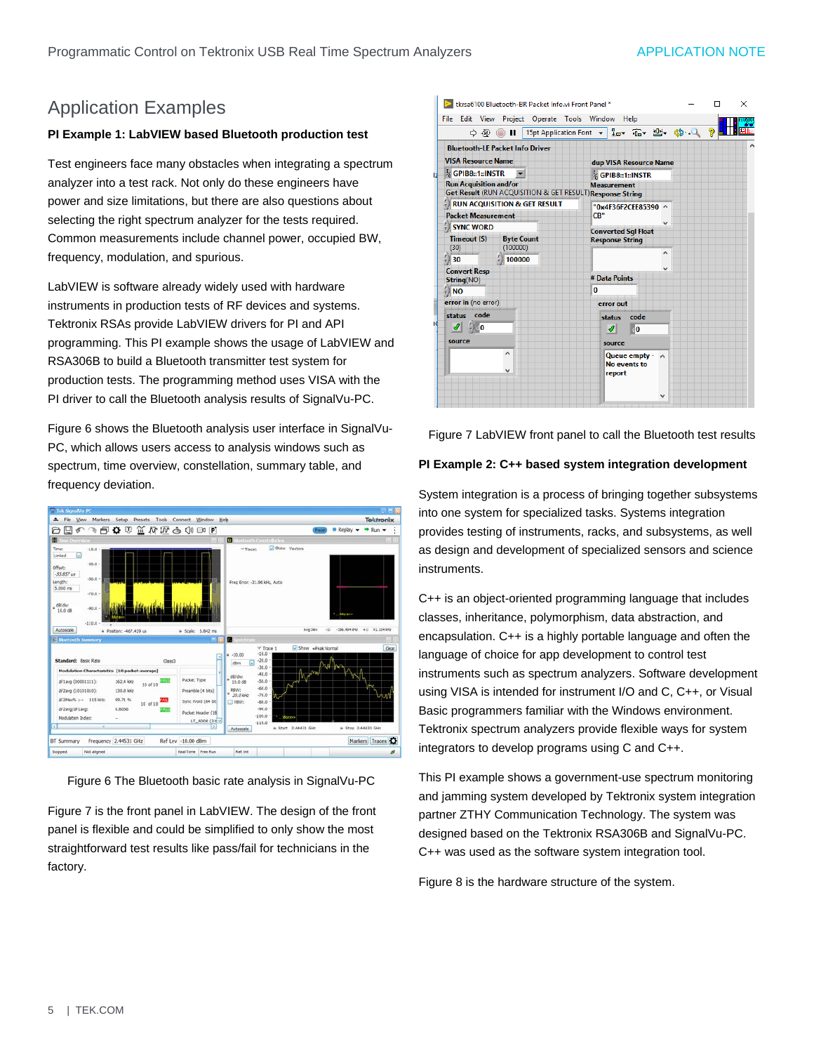## Application Examples

**PI Example 1: LabVIEW based Bluetooth production test**

Test engineers face many obstacles when integrating a spectrum analyzer into a test rack. Not only do these engineers have power and size limitations, but there are also questions about selecting the right spectrum analyzer for the tests required. Common measurements include channel power, occupied BW, frequency, modulation, and spurious.

LabVIEW is software already widely used with hardware instruments in production tests of RF devices and systems. Tektronix RSAs provide LabVIEW drivers for PI and API programming. This PI example shows the usage of LabVIEW and RSA306B to build a Bluetooth transmitter test system for production tests. The programming method uses VISA with the PI driver to call the Bluetooth analysis results of SignalVu-PC.

Figure 6 shows the Bluetooth analysis user interface in SignalVu-PC, which allows users access to analysis windows such as spectrum, time overview, constellation, summary table, and frequency deviation.

Figure 6 The Bluetooth basic rate analysis in SignalVu-PC

Figure 7 is the front panel in LabVIEW. The design of the front panel is flexible and could be simplified to only show the most straightforward test results like pass/fail for technicians in the factory.

Figure 7 LabVIEW front panel to call the Bluetooth test results

**PI Example 2: C++ based system integration development**

System integration is a process of bringing together subsystems into one system for specialized tasks. Systems integration provides testing of instruments, racks, and subsystems, as well as design and development of specialized sensors and science instruments.

C++ is an object-oriented programming language that includes classes, inheritance, polymorphism, data abstraction, and encapsulation. C++ is a highly portable language and often the language of choice for app development to control test instruments such as spectrum analyzers. Software development using VISA is intended for instrument I/O and C, C++, or Visual Basic programmers familiar with the Windows environment. Tektronix spectrum analyzers provide flexible ways for system integrators to develop programs using C and C++.

This PI example shows a government-use spectrum monitoring and jamming system developed by Tektronix system integration partner ZTHY Communication Technology. The system was designed based on the Tektronix RSA306B and SignalVu-PC. C++ was used as the software system integration tool.

Figure 8 is the hardware structure of the system.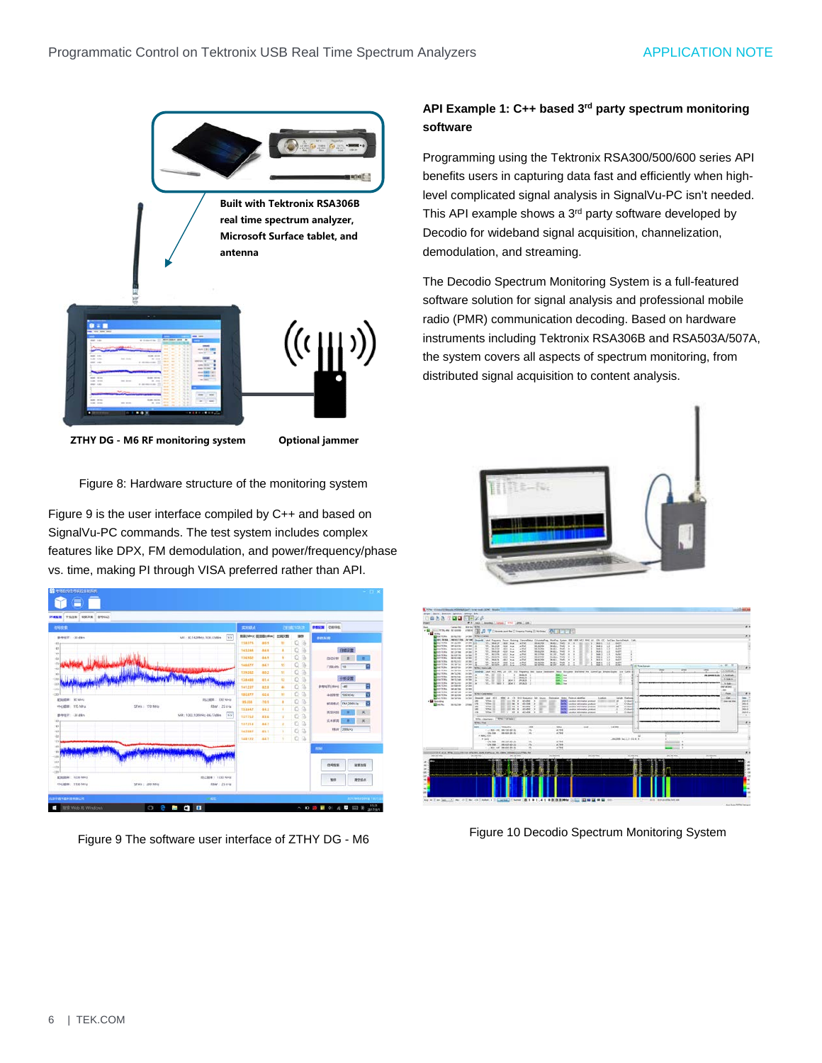Built with Tektronix RSA306B real time spectrum analyzer, Microsoft Surface tablet, and antenna

ZTHY DG - M6 RF monitoring system

Optional jammer

Figure 8: Hardware structure of the monitoring system

Figure 9 is the user interface compiled by C++ and based on SignalVu-PC commands. The test system includes complex features like DPX, FM demodulation, and power/frequency/phase vs. time, making PI through VISA preferred rather than API.

Figure 9 The software user interface of ZTHY DG - M6

### API Example 1: C++ based 3rd party spectrum monitoring software

Programming using the Tektronix RSA300/500/600 series API benefits users in capturing data fast and efficiently when high-level complicated signal analysis in SignalVu-PC isn't needed. This API example shows a 3rd party software developed by Decodio for wideband signal acquisition, channelization, demodulation, and streaming.

The Decodio Spectrum Monitoring System is a full-featured software solution for signal analysis and professional mobile radio (PMR) communication decoding. Based on hardware instruments including Tektronix RSA306B and RSA503A/507A, the system covers all aspects of spectrum monitoring, from distributed signal acquisition to content analysis.

Figure 10 Decodio Spectrum Monitoring System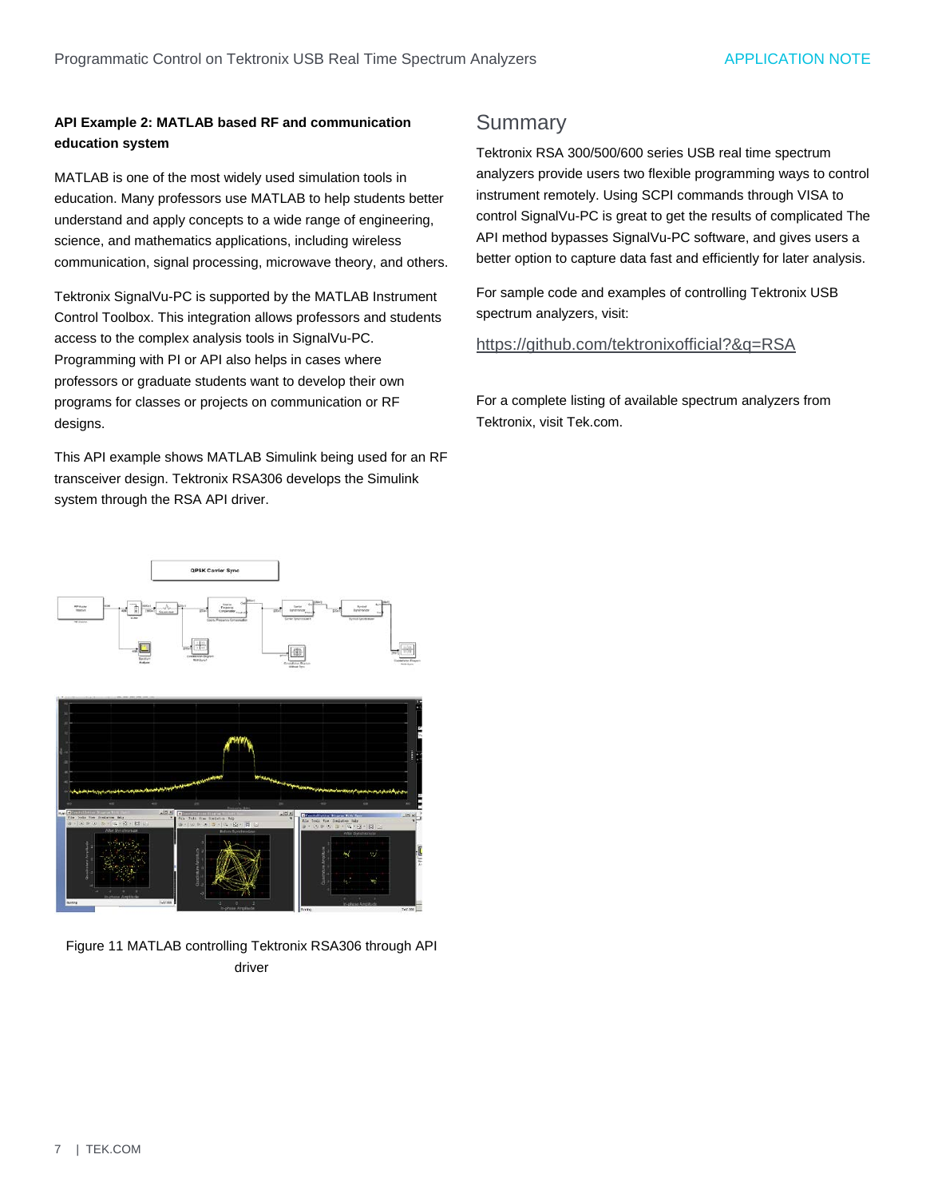### API Example 2: MATLAB based RF and communication education system

MATLAB is one of the most widely used simulation tools in education. Many professors use MATLAB to help students better understand and apply concepts to a wide range of engineering, science, and mathematics applications, including wireless communication, signal processing, microwave theory, and others.

Tektronix SignalVu-PC is supported by the MATLAB Instrument Control Toolbox. This integration allows professors and students access to the complex analysis tools in SignalVu-PC. Programming with PI or API also helps in cases where professors or graduate students want to develop their own programs for classes or projects on communication or RF designs.

This API example shows MATLAB Simulink being used for an RF transceiver design. Tektronix RSA306 develops the Simulink system through the RSA API driver.

Figure 11 MATLAB controlling Tektronix RSA306 through API driver

## Summary

Tektronix RSA 300/500/600 series USB real time spectrum analyzers provide users two flexible programming ways to control instrument remotely. Using SCPI commands through VISA to control SignalVu-PC is great to get the results of complicated The API method bypasses SignalVu-PC software, and gives users a better option to capture data fast and efficiently for later analysis.

For sample code and examples of controlling Tektronix USB spectrum analyzers, visit:

https://github.com/tektronixofficial?&q=RSA

For a complete listing of available spectrum analyzers from Tektronix, visit Tek.com.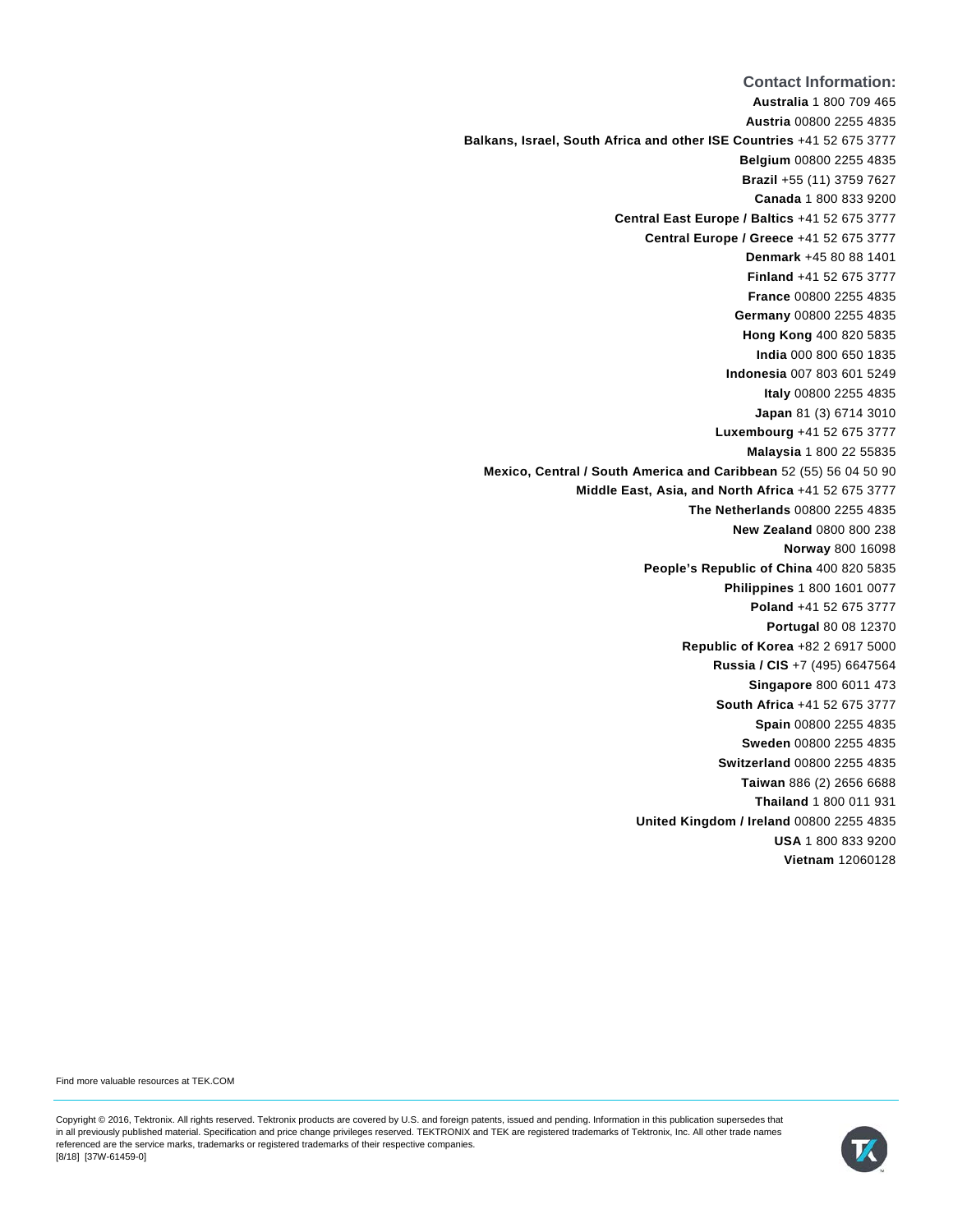**Contact Information:**

**Australia** 1 800 709 465
**Austria** 00800 2255 4835
**Balkans, Israel, South Africa and other ISE Countries** +41 52 675 3777
**Belgium** 00800 2255 4835
**Brazil** +55 (11) 3759 7627
**Canada** 1 800 833 9200
**Central East Europe / Baltics** +41 52 675 3777
**Central Europe / Greece** +41 52 675 3777
**Denmark** +45 80 88 1401
**Finland** +41 52 675 3777
**France** 00800 2255 4835
**Germany** 00800 2255 4835
**Hong Kong** 400 820 5835
**India** 000 800 650 1835
**Indonesia** 007 803 601 5249
**Italy** 00800 2255 4835
**Japan** 81 (3) 6714 3010
**Luxembourg** +41 52 675 3777
**Malaysia** 1 800 22 55835
**Mexico, Central / South America and Caribbean** 52 (55) 56 04 50 90
**Middle East, Asia, and North Africa** +41 52 675 3777
**The Netherlands** 00800 2255 4835
**New Zealand** 0800 800 238
**Norway** 800 16098
**People's Republic of China** 400 820 5835
**Philippines** 1 800 1601 0077
**Poland** +41 52 675 3777
**Portugal** 80 08 12370
**Republic of Korea** +82 2 6917 5000
**Russia / CIS** +7 (495) 6647564
**Singapore** 800 6011 473
**South Africa** +41 52 675 3777
**Spain** 00800 2255 4835
**Sweden** 00800 2255 4835
**Switzerland** 00800 2255 4835
**Taiwan** 886 (2) 2656 6688
**Thailand** 1 800 011 931
**United Kingdom / Ireland** 00800 2255 4835
**USA** 1 800 833 9200
**Vietnam** 12060128

Find more valuable resources at TEK.COM

Copyright © 2016, Tektronix. All rights reserved. Tektronix products are covered by U.S. and foreign patents, issued and pending. Information in this publication supersedes that in all previously published material. Specification and price change privileges reserved. TEKTRONIX and TEK are registered trademarks of Tektronix, Inc. All other trade names referenced are the service marks, trademarks or registered trademarks of their respective companies.
[8/18] [37W-61459-0]